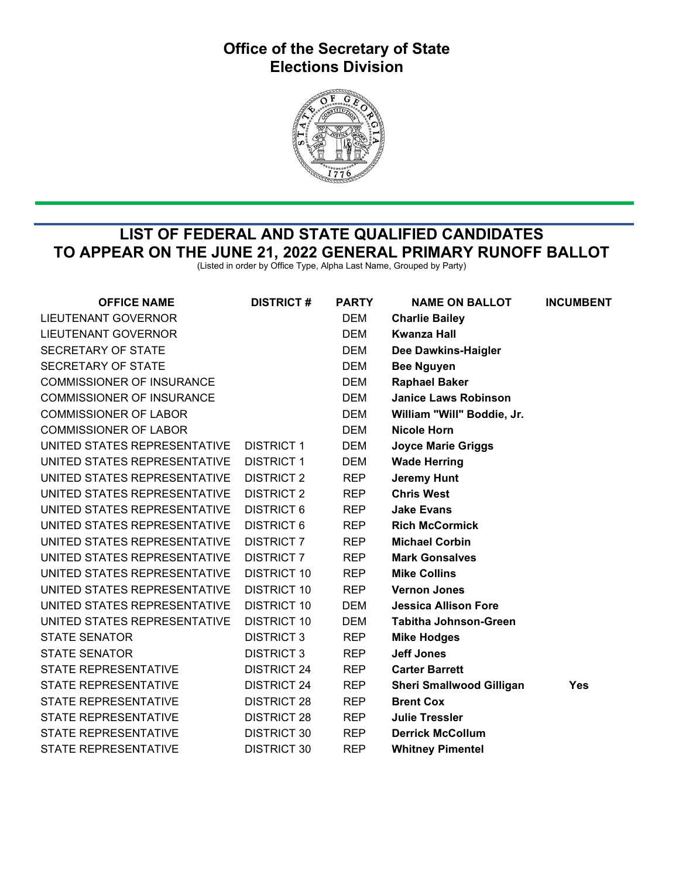# Office of the Secretary of State
## Elections Division

## LIST OF FEDERAL AND STATE QUALIFIED CANDIDATES TO APPEAR ON THE JUNE 21, 2022 GENERAL PRIMARY RUNOFF BALLOT

(Listed in order by Office Type, Alpha Last Name, Grouped by Party)

| OFFICE NAME | DISTRICT # | PARTY | NAME ON BALLOT | INCUMBENT |
|---|---|---|---|---|
| LIEUTENANT GOVERNOR | | DEM | **Charlie Bailey** | |
| LIEUTENANT GOVERNOR | | DEM | **Kwanza Hall** | |
| SECRETARY OF STATE | | DEM | **Dee Dawkins-Haigler** | |
| SECRETARY OF STATE | | DEM | **Bee Nguyen** | |
| COMMISSIONER OF INSURANCE | | DEM | **Raphael Baker** | |
| COMMISSIONER OF INSURANCE | | DEM | **Janice Laws Robinson** | |
| COMMISSIONER OF LABOR | | DEM | **William "Will" Boddie, Jr.** | |
| COMMISSIONER OF LABOR | | DEM | **Nicole Horn** | |
| UNITED STATES REPRESENTATIVE | DISTRICT 1 | DEM | **Joyce Marie Griggs** | |
| UNITED STATES REPRESENTATIVE | DISTRICT 1 | DEM | **Wade Herring** | |
| UNITED STATES REPRESENTATIVE | DISTRICT 2 | REP | **Jeremy Hunt** | |
| UNITED STATES REPRESENTATIVE | DISTRICT 2 | REP | **Chris West** | |
| UNITED STATES REPRESENTATIVE | DISTRICT 6 | REP | **Jake Evans** | |
| UNITED STATES REPRESENTATIVE | DISTRICT 6 | REP | **Rich McCormick** | |
| UNITED STATES REPRESENTATIVE | DISTRICT 7 | REP | **Michael Corbin** | |
| UNITED STATES REPRESENTATIVE | DISTRICT 7 | REP | **Mark Gonsalves** | |
| UNITED STATES REPRESENTATIVE | DISTRICT 10 | REP | **Mike Collins** | |
| UNITED STATES REPRESENTATIVE | DISTRICT 10 | REP | **Vernon Jones** | |
| UNITED STATES REPRESENTATIVE | DISTRICT 10 | DEM | **Jessica Allison Fore** | |
| UNITED STATES REPRESENTATIVE | DISTRICT 10 | DEM | **Tabitha Johnson-Green** | |
| STATE SENATOR | DISTRICT 3 | REP | **Mike Hodges** | |
| STATE SENATOR | DISTRICT 3 | REP | **Jeff Jones** | |
| STATE REPRESENTATIVE | DISTRICT 24 | REP | **Carter Barrett** | |
| STATE REPRESENTATIVE | DISTRICT 24 | REP | **Sheri Smallwood Gilligan** | **Yes** |
| STATE REPRESENTATIVE | DISTRICT 28 | REP | **Brent Cox** | |
| STATE REPRESENTATIVE | DISTRICT 28 | REP | **Julie Tressler** | |
| STATE REPRESENTATIVE | DISTRICT 30 | REP | **Derrick McCollum** | |
| STATE REPRESENTATIVE | DISTRICT 30 | REP | **Whitney Pimentel** | |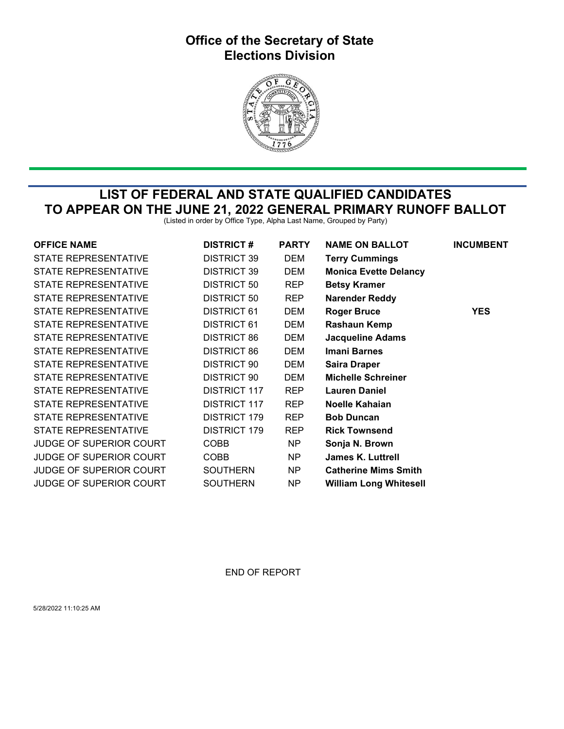# Office of the Secretary of State
# Elections Division

## LIST OF FEDERAL AND STATE QUALIFIED CANDIDATES TO APPEAR ON THE JUNE 21, 2022 GENERAL PRIMARY RUNOFF BALLOT

(Listed in order by Office Type, Alpha Last Name, Grouped by Party)

| OFFICE NAME | DISTRICT # | PARTY | NAME ON BALLOT | INCUMBENT |
|---|---|---|---|---|
| STATE REPRESENTATIVE | DISTRICT 39 | DEM | **Terry Cummings** | |
| STATE REPRESENTATIVE | DISTRICT 39 | DEM | **Monica Evette Delancy** | |
| STATE REPRESENTATIVE | DISTRICT 50 | REP | **Betsy Kramer** | |
| STATE REPRESENTATIVE | DISTRICT 50 | REP | **Narender Reddy** | |
| STATE REPRESENTATIVE | DISTRICT 61 | DEM | **Roger Bruce** | **YES** |
| STATE REPRESENTATIVE | DISTRICT 61 | DEM | **Rashaun Kemp** | |
| STATE REPRESENTATIVE | DISTRICT 86 | DEM | **Jacqueline Adams** | |
| STATE REPRESENTATIVE | DISTRICT 86 | DEM | **Imani Barnes** | |
| STATE REPRESENTATIVE | DISTRICT 90 | DEM | **Saira Draper** | |
| STATE REPRESENTATIVE | DISTRICT 90 | DEM | **Michelle Schreiner** | |
| STATE REPRESENTATIVE | DISTRICT 117 | REP | **Lauren Daniel** | |
| STATE REPRESENTATIVE | DISTRICT 117 | REP | **Noelle Kahaian** | |
| STATE REPRESENTATIVE | DISTRICT 179 | REP | **Bob Duncan** | |
| STATE REPRESENTATIVE | DISTRICT 179 | REP | **Rick Townsend** | |
| JUDGE OF SUPERIOR COURT | COBB | NP | **Sonja N. Brown** | |
| JUDGE OF SUPERIOR COURT | COBB | NP | **James K. Luttrell** | |
| JUDGE OF SUPERIOR COURT | SOUTHERN | NP | **Catherine Mims Smith** | |
| JUDGE OF SUPERIOR COURT | SOUTHERN | NP | **William Long Whitesell** | |

END OF REPORT

5/28/2022 11:10:25 AM